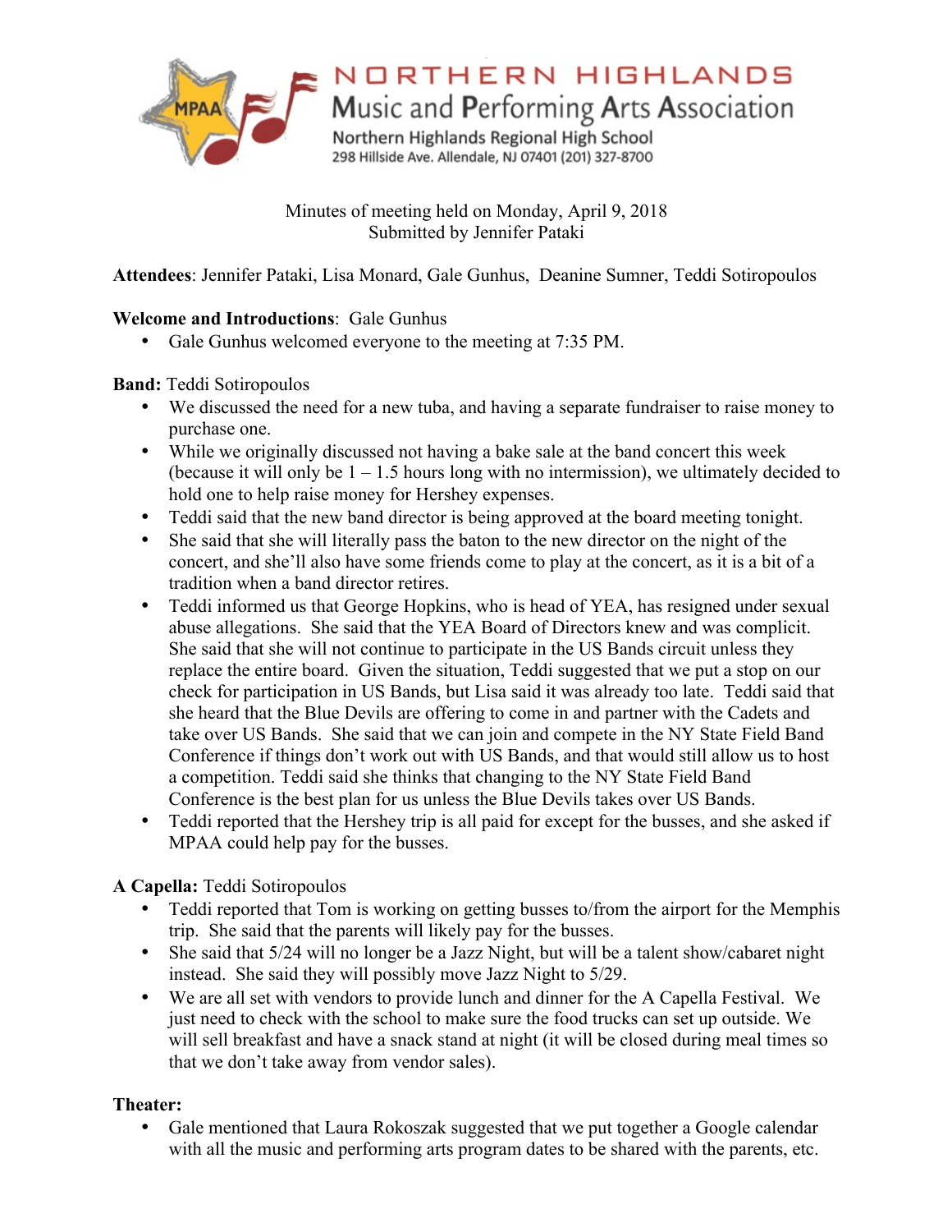# NORTHERN HIGHLANDS
## Music and Performing Arts Association

Northern Highlands Regional High School
298 Hillside Ave. Allendale, NJ 07401 (201) 327-8700

Minutes of meeting held on Monday, April 9, 2018
Submitted by Jennifer Pataki

**Attendees**: Jennifer Pataki, Lisa Monard, Gale Gunhus, Deanine Sumner, Teddi Sotiropoulos

**Welcome and Introductions**: Gale Gunhus

- Gale Gunhus welcomed everyone to the meeting at 7:35 PM.

**Band:** Teddi Sotiropoulos

- We discussed the need for a new tuba, and having a separate fundraiser to raise money to purchase one.
- While we originally discussed not having a bake sale at the band concert this week (because it will only be 1 – 1.5 hours long with no intermission), we ultimately decided to hold one to help raise money for Hershey expenses.
- Teddi said that the new band director is being approved at the board meeting tonight.
- She said that she will literally pass the baton to the new director on the night of the concert, and she'll also have some friends come to play at the concert, as it is a bit of a tradition when a band director retires.
- Teddi informed us that George Hopkins, who is head of YEA, has resigned under sexual abuse allegations. She said that the YEA Board of Directors knew and was complicit. She said that she will not continue to participate in the US Bands circuit unless they replace the entire board. Given the situation, Teddi suggested that we put a stop on our check for participation in US Bands, but Lisa said it was already too late. Teddi said that she heard that the Blue Devils are offering to come in and partner with the Cadets and take over US Bands. She said that we can join and compete in the NY State Field Band Conference if things don't work out with US Bands, and that would still allow us to host a competition. Teddi said she thinks that changing to the NY State Field Band Conference is the best plan for us unless the Blue Devils takes over US Bands.
- Teddi reported that the Hershey trip is all paid for except for the busses, and she asked if MPAA could help pay for the busses.

**A Capella:** Teddi Sotiropoulos

- Teddi reported that Tom is working on getting busses to/from the airport for the Memphis trip. She said that the parents will likely pay for the busses.
- She said that 5/24 will no longer be a Jazz Night, but will be a talent show/cabaret night instead. She said they will possibly move Jazz Night to 5/29.
- We are all set with vendors to provide lunch and dinner for the A Capella Festival. We just need to check with the school to make sure the food trucks can set up outside. We will sell breakfast and have a snack stand at night (it will be closed during meal times so that we don't take away from vendor sales).

**Theater:**

- Gale mentioned that Laura Rokoszak suggested that we put together a Google calendar with all the music and performing arts program dates to be shared with the parents, etc.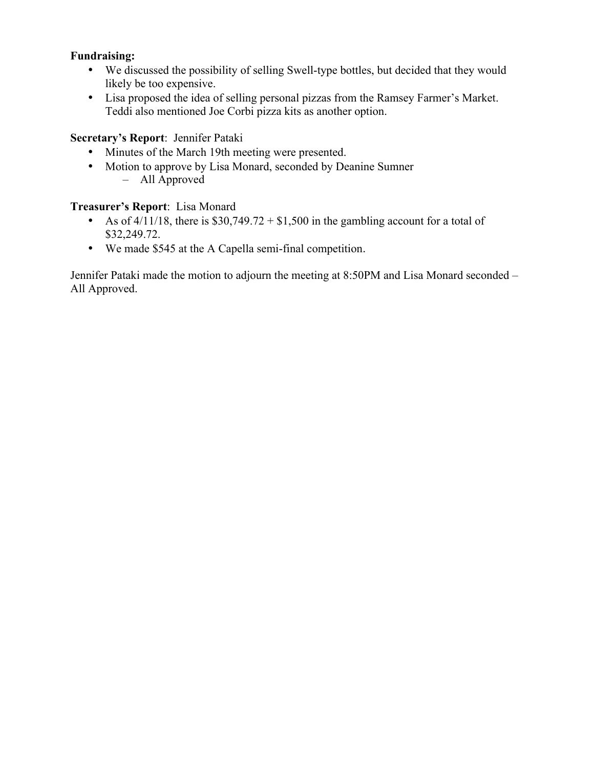**Fundraising:**

- We discussed the possibility of selling Swell-type bottles, but decided that they would likely be too expensive.
- Lisa proposed the idea of selling personal pizzas from the Ramsey Farmer's Market. Teddi also mentioned Joe Corbi pizza kits as another option.

**Secretary's Report**: Jennifer Pataki

- Minutes of the March 19th meeting were presented.
- Motion to approve by Lisa Monard, seconded by Deanine Sumner
  - All Approved

**Treasurer's Report**: Lisa Monard

- As of 4/11/18, there is $30,749.72 + $1,500 in the gambling account for a total of $32,249.72.
- We made $545 at the A Capella semi-final competition.

Jennifer Pataki made the motion to adjourn the meeting at 8:50PM and Lisa Monard seconded – All Approved.